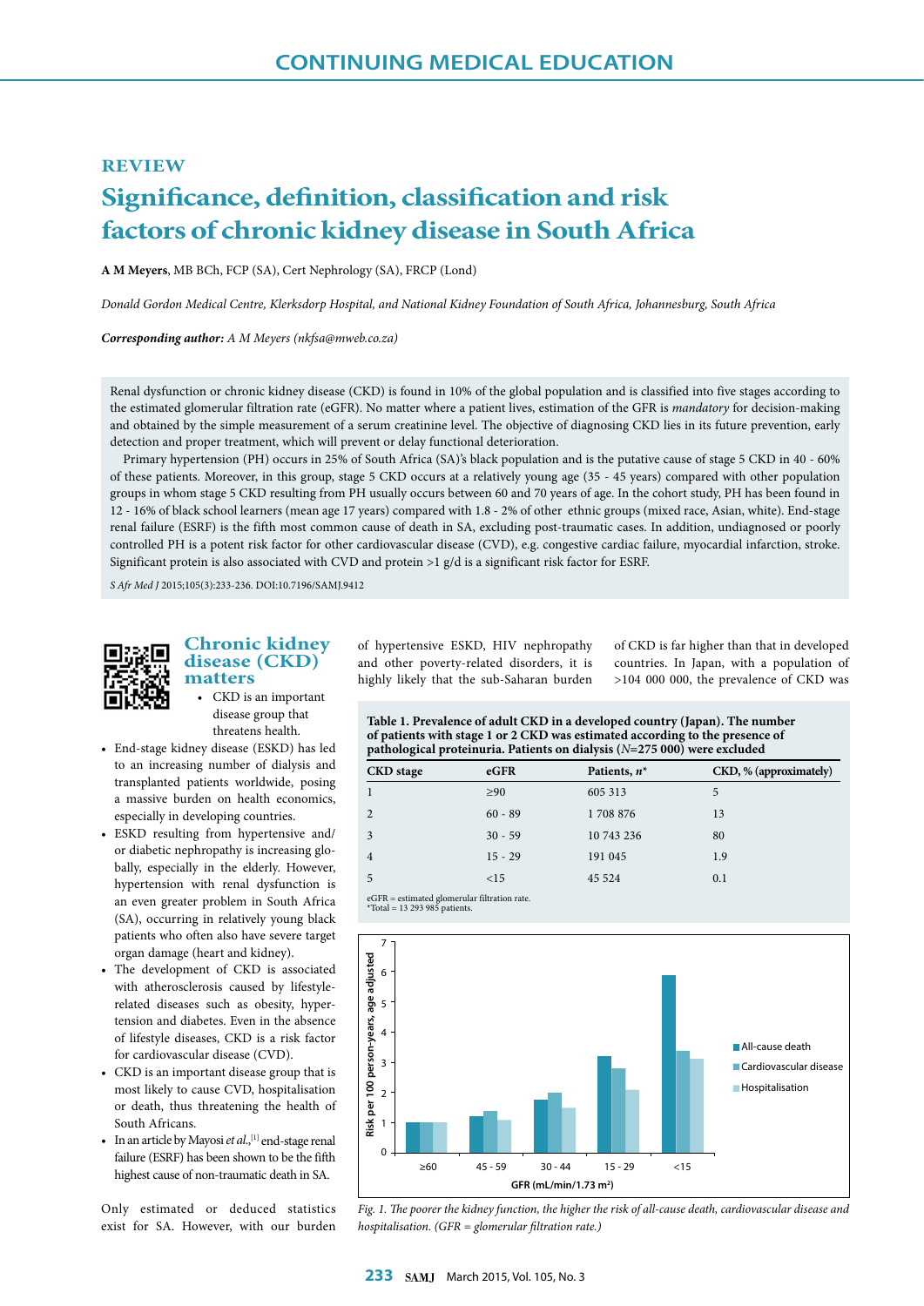CONTINUING MEDICAL EDUCATION

REVIEW

# Significance, definition, classification and risk factors of chronic kidney disease in South Africa

**A M Meyers**, MB BCh, FCP (SA), Cert Nephrology (SA), FRCP (Lond)

*Donald Gordon Medical Centre, Klerksdorp Hospital, and National Kidney Foundation of South Africa, Johannesburg, South Africa*

***Corresponding author:** A M Meyers (nkfsa@mweb.co.za)*

Renal dysfunction or chronic kidney disease (CKD) is found in 10% of the global population and is classified into five stages according to the estimated glomerular filtration rate (eGFR). No matter where a patient lives, estimation of the GFR is *mandatory* for decision-making and obtained by the simple measurement of a serum creatinine level. The objective of diagnosing CKD lies in its future prevention, early detection and proper treatment, which will prevent or delay functional deterioration.

Primary hypertension (PH) occurs in 25% of South Africa (SA)'s black population and is the putative cause of stage 5 CKD in 40 - 60% of these patients. Moreover, in this group, stage 5 CKD occurs at a relatively young age (35 - 45 years) compared with other population groups in whom stage 5 CKD resulting from PH usually occurs between 60 and 70 years of age. In the cohort study, PH has been found in 12 - 16% of black school learners (mean age 17 years) compared with 1.8 - 2% of other ethnic groups (mixed race, Asian, white). End-stage renal failure (ESRF) is the fifth most common cause of death in SA, excluding post-traumatic cases. In addition, undiagnosed or poorly controlled PH is a potent risk factor for other cardiovascular disease (CVD), e.g. congestive cardiac failure, myocardial infarction, stroke. Significant protein is also associated with CVD and protein >1 g/d is a significant risk factor for ESRF.

*S Afr Med J* 2015;105(3):233-236. DOI:10.7196/SAMJ.9412

## Chronic kidney disease (CKD) matters

- CKD is an important disease group that threatens health.
- End-stage kidney disease (ESKD) has led to an increasing number of dialysis and transplanted patients worldwide, posing a massive burden on health economics, especially in developing countries.
- ESKD resulting from hypertensive and/or diabetic nephropathy is increasing globally, especially in the elderly. However, hypertension with renal dysfunction is an even greater problem in South Africa (SA), occurring in relatively young black patients who often also have severe target organ damage (heart and kidney).
- The development of CKD is associated with atherosclerosis caused by lifestyle-related diseases such as obesity, hypertension and diabetes. Even in the absence of lifestyle diseases, CKD is a risk factor for cardiovascular disease (CVD).
- CKD is an important disease group that is most likely to cause CVD, hospitalisation or death, thus threatening the health of South Africans.
- In an article by Mayosi *et al.*,[1] end-stage renal failure (ESRF) has been shown to be the fifth highest cause of non-traumatic death in SA.

Only estimated or deduced statistics exist for SA. However, with our burden of hypertensive ESKD, HIV nephropathy and other poverty-related disorders, it is highly likely that the sub-Saharan burden of CKD is far higher than that in developed countries. In Japan, with a population of >104 000 000, the prevalence of CKD was

**Table 1. Prevalence of adult CKD in a developed country (Japan). The number of patients with stage 1 or 2 CKD was estimated according to the presence of pathological proteinuria. Patients on dialysis (*N*=275 000) were excluded**

| CKD stage | eGFR | Patients, *n** | CKD, % (approximately) |
|---|---|---|---|
| 1 | ≥90 | 605 313 | 5 |
| 2 | 60 - 89 | 1 708 876 | 13 |
| 3 | 30 - 59 | 10 743 236 | 80 |
| 4 | 15 - 29 | 191 045 | 1.9 |
| 5 | <15 | 45 524 | 0.1 |

eGFR = estimated glomerular filtration rate.
*Total = 13 293 985 patients.

*Fig. 1. The poorer the kidney function, the higher the risk of all-cause death, cardiovascular disease and hospitalisation. (GFR = glomerular filtration rate.)*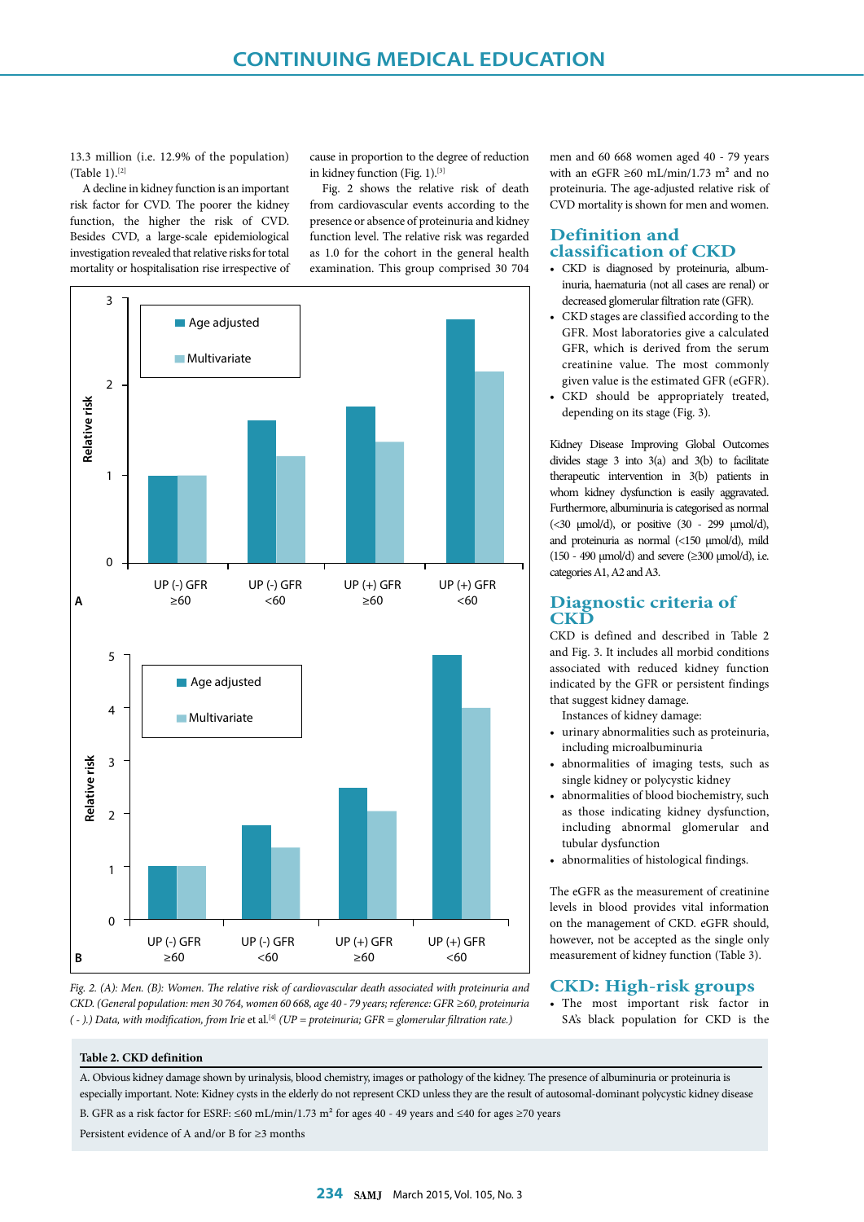13.3 million (i.e. 12.9% of the population) (Table 1).[2]

A decline in kidney function is an important risk factor for CVD. The poorer the kidney function, the higher the risk of CVD. Besides CVD, a large-scale epidemiological investigation revealed that relative risks for total mortality or hospitalisation rise irrespective of cause in proportion to the degree of reduction in kidney function (Fig. 1).[3]

Fig. 2 shows the relative risk of death from cardiovascular events according to the presence or absence of proteinuria and kidney function level. The relative risk was regarded as 1.0 for the cohort in the general health examination. This group comprised 30 704 men and 60 668 women aged 40 - 79 years with an eGFR ≥60 mL/min/1.73 m² and no proteinuria. The age-adjusted relative risk of CVD mortality is shown for men and women.

*Fig. 2. (A): Men. (B): Women. The relative risk of cardiovascular death associated with proteinuria and CKD. (General population: men 30 764, women 60 668, age 40 - 79 years; reference: GFR ≥60, proteinuria ( - ).) Data, with modification, from Irie* et al.*[4] (UP = proteinuria; GFR = glomerular filtration rate.)*

## Definition and classification of CKD

- CKD is diagnosed by proteinuria, albuminuria, haematuria (not all cases are renal) or decreased glomerular filtration rate (GFR).
- CKD stages are classified according to the GFR. Most laboratories give a calculated GFR, which is derived from the serum creatinine value. The most commonly given value is the estimated GFR (eGFR).
- CKD should be appropriately treated, depending on its stage (Fig. 3).

Kidney Disease Improving Global Outcomes divides stage 3 into 3(a) and 3(b) to facilitate therapeutic intervention in 3(b) patients in whom kidney dysfunction is easily aggravated. Furthermore, albuminuria is categorised as normal (<30 µmol/d), or positive (30 - 299 µmol/d), and proteinuria as normal (<150 µmol/d), mild (150 - 490 µmol/d) and severe (≥300 µmol/d), i.e. categories A1, A2 and A3.

## Diagnostic criteria of CKD

CKD is defined and described in Table 2 and Fig. 3. It includes all morbid conditions associated with reduced kidney function indicated by the GFR or persistent findings that suggest kidney damage.

Instances of kidney damage:

- urinary abnormalities such as proteinuria, including microalbuminuria
- abnormalities of imaging tests, such as single kidney or polycystic kidney
- abnormalities of blood biochemistry, such as those indicating kidney dysfunction, including abnormal glomerular and tubular dysfunction
- abnormalities of histological findings.

The eGFR as the measurement of creatinine levels in blood provides vital information on the management of CKD. eGFR should, however, not be accepted as the single only measurement of kidney function (Table 3).

## CKD: High-risk groups

- The most important risk factor in SA's black population for CKD is the

**Table 2. CKD definition**

| |
|---|
| A. Obvious kidney damage shown by urinalysis, blood chemistry, images or pathology of the kidney. The presence of albuminuria or proteinuria is especially important. Note: Kidney cysts in the elderly do not represent CKD unless they are the result of autosomal-dominant polycystic kidney disease |
| B. GFR as a risk factor for ESRF: ≤60 mL/min/1.73 m² for ages 40 - 49 years and ≤40 for ages ≥70 years |
| Persistent evidence of A and/or B for ≥3 months |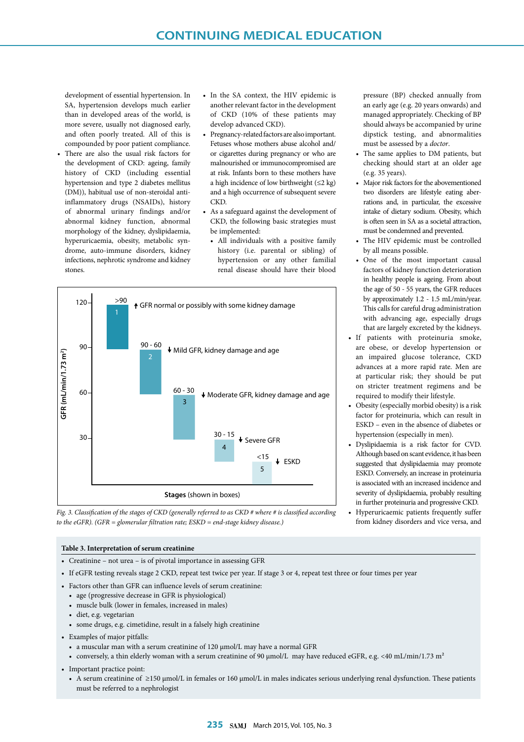development of essential hypertension. In SA, hypertension develops much earlier than in developed areas of the world, is more severe, usually not diagnosed early, and often poorly treated. All of this is compounded by poor patient compliance.

- There are also the usual risk factors for the development of CKD: ageing, family history of CKD (including essential hypertension and type 2 diabetes mellitus (DM)), habitual use of non-steroidal anti-inflammatory drugs (NSAIDs), history of abnormal urinary findings and/or abnormal kidney function, abnormal morphology of the kidney, dyslipidaemia, hyperuricaemia, obesity, metabolic syndrome, auto-immune disorders, kidney infections, nephrotic syndrome and kidney stones.
- In the SA context, the HIV epidemic is another relevant factor in the development of CKD (10% of these patients may develop advanced CKD).
- Pregnancy-related factors are also important. Fetuses whose mothers abuse alcohol and/or cigarettes during pregnancy or who are malnourished or immunocompromised are at risk. Infants born to these mothers have a high incidence of low birthweight (≤2 kg) and a high occurrence of subsequent severe CKD.
- As a safeguard against the development of CKD, the following basic strategies must be implemented:
  - All individuals with a positive family history (i.e. parental or sibling) of hypertension or any other familial renal disease should have their blood pressure (BP) checked annually from an early age (e.g. 20 years onwards) and managed appropriately. Checking of BP should always be accompanied by urine dipstick testing, and abnormalities must be assessed by a *doctor*.
  - The same applies to DM patients, but checking should start at an older age (e.g. 35 years).
  - Major risk factors for the abovementioned two disorders are lifestyle eating aberrations and, in particular, the excessive intake of dietary sodium. Obesity, which is often seen in SA as a societal attraction, must be condemned and prevented.
  - The HIV epidemic must be controlled by all means possible.
  - One of the most important causal factors of kidney function deterioration in healthy people is ageing. From about the age of 50 - 55 years, the GFR reduces by approximately 1.2 - 1.5 mL/min/year. This calls for careful drug administration with advancing age, especially drugs that are largely excreted by the kidneys.
- If patients with proteinuria smoke, are obese, or develop hypertension or an impaired glucose tolerance, CKD advances at a more rapid rate. Men are at particular risk; they should be put on stricter treatment regimens and be required to modify their lifestyle.
- Obesity (especially morbid obesity) is a risk factor for proteinuria, which can result in ESKD – even in the absence of diabetes or hypertension (especially in men).
- Dyslipidaemia is a risk factor for CVD. Although based on scant evidence, it has been suggested that dyslipidaemia may promote ESKD. Conversely, an increase in proteinuria is associated with an increased incidence and severity of dyslipidaemia, probably resulting in further proteinuria and progressive CKD.
- Hyperuricaemic patients frequently suffer from kidney disorders and vice versa, and

| Stage | GFR (mL/min/1.73 m²) | Description |
|---|---|---|
| 1 | >90 | ↑ GFR normal or possibly with some kidney damage |
| 2 | 90 - 60 | ↓ Mild GFR, kidney damage and age |
| 3 | 60 - 30 | ↓ Moderate GFR, kidney damage and age |
| 4 | 30 - 15 | ↓ Severe GFR |
| 5 | <15 | ↓ ESKD |

*Fig. 3. Classification of the stages of CKD (generally referred to as CKD # where # is classified according to the eGFR). (GFR = glomerular filtration rate; ESKD = end-stage kidney disease.)*

**Table 3. Interpretation of serum creatinine**

- Creatinine – not urea – is of pivotal importance in assessing GFR
- If eGFR testing reveals stage 2 CKD, repeat test twice per year. If stage 3 or 4, repeat test three or four times per year
- Factors other than GFR can influence levels of serum creatinine:
  - age (progressive decrease in GFR is physiological)
  - muscle bulk (lower in females, increased in males)
  - diet, e.g. vegetarian
  - some drugs, e.g. cimetidine, result in a falsely high creatinine
- Examples of major pitfalls:
  - a muscular man with a serum creatinine of 120 µmol/L may have a normal GFR
  - conversely, a thin elderly woman with a serum creatinine of 90 µmol/L may have reduced eGFR, e.g. <40 mL/min/1.73 m$^2$
- Important practice point:
  - A serum creatinine of ≥150 µmol/L in females or 160 µmol/L in males indicates serious underlying renal dysfunction. These patients must be referred to a nephrologist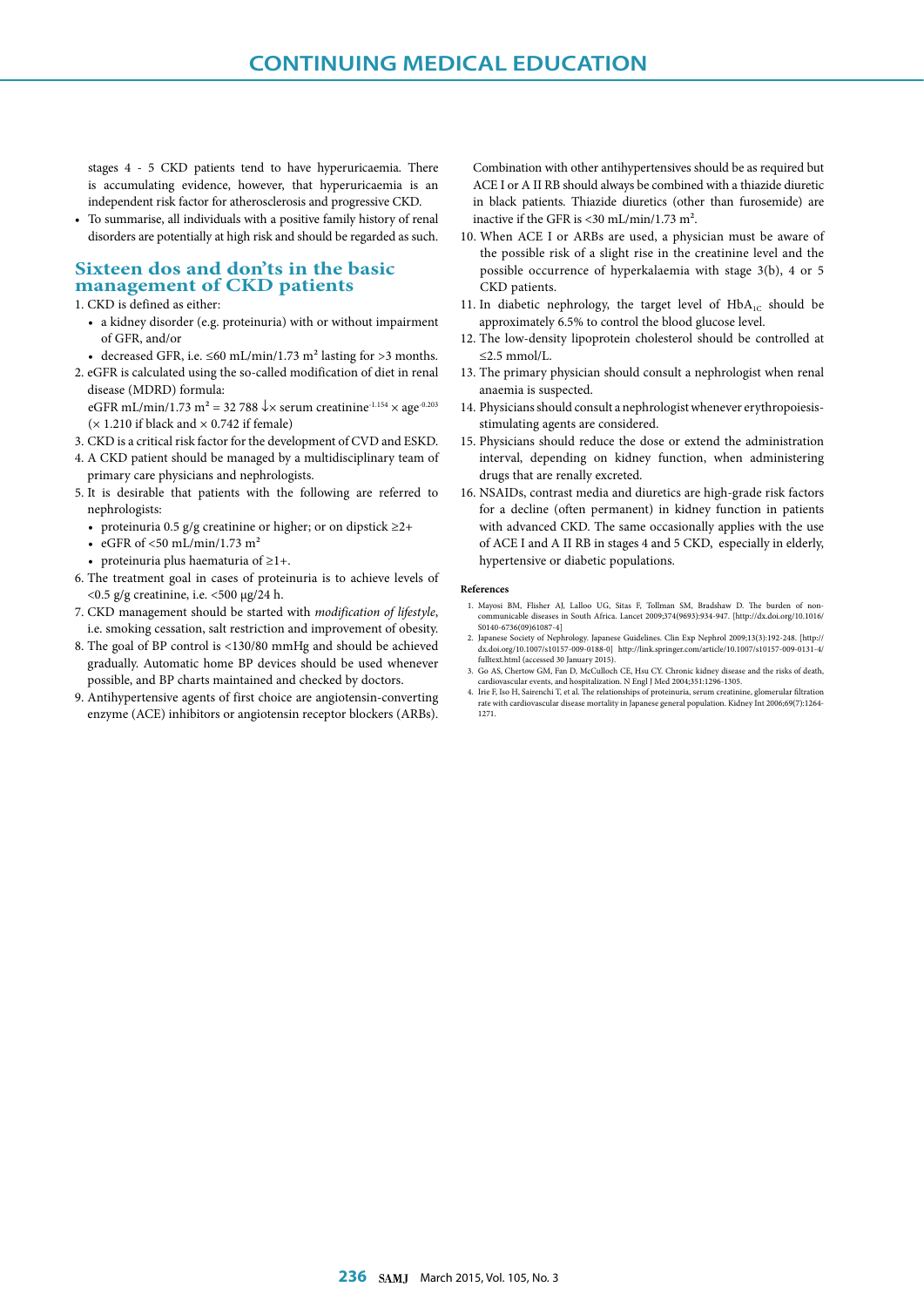stages 4 - 5 CKD patients tend to have hyperuricaemia. There is accumulating evidence, however, that hyperuricaemia is an independent risk factor for atherosclerosis and progressive CKD.

- To summarise, all individuals with a positive family history of renal disorders are potentially at high risk and should be regarded as such.

## Sixteen dos and don'ts in the basic management of CKD patients

1. CKD is defined as either:
   - a kidney disorder (e.g. proteinuria) with or without impairment of GFR, and/or
   - decreased GFR, i.e. ≤60 mL/min/1.73 m² lasting for >3 months.
2. eGFR is calculated using the so-called modification of diet in renal disease (MDRD) formula:
   eGFR mL/min/1.73 m² = 32 788 ↓× serum creatinine$^{-1.154}$ × age$^{-0.203}$ (× 1.210 if black and × 0.742 if female)
3. CKD is a critical risk factor for the development of CVD and ESKD.
4. A CKD patient should be managed by a multidisciplinary team of primary care physicians and nephrologists.
5. It is desirable that patients with the following are referred to nephrologists:
   - proteinuria 0.5 g/g creatinine or higher; or on dipstick ≥2+
   - eGFR of <50 mL/min/1.73 m²
   - proteinuria plus haematuria of ≥1+.
6. The treatment goal in cases of proteinuria is to achieve levels of <0.5 g/g creatinine, i.e. <500 µg/24 h.
7. CKD management should be started with *modification of lifestyle*, i.e. smoking cessation, salt restriction and improvement of obesity.
8. The goal of BP control is <130/80 mmHg and should be achieved gradually. Automatic home BP devices should be used whenever possible, and BP charts maintained and checked by doctors.
9. Antihypertensive agents of first choice are angiotensin-converting enzyme (ACE) inhibitors or angiotensin receptor blockers (ARBs). Combination with other antihypertensives should be as required but ACE I or A II RB should always be combined with a thiazide diuretic in black patients. Thiazide diuretics (other than furosemide) are inactive if the GFR is <30 mL/min/1.73 m².
10. When ACE I or ARBs are used, a physician must be aware of the possible risk of a slight rise in the creatinine level and the possible occurrence of hyperkalaemia with stage 3(b), 4 or 5 CKD patients.
11. In diabetic nephrology, the target level of $HbA_{1C}$ should be approximately 6.5% to control the blood glucose level.
12. The low-density lipoprotein cholesterol should be controlled at ≤2.5 mmol/L.
13. The primary physician should consult a nephrologist when renal anaemia is suspected.
14. Physicians should consult a nephrologist whenever erythropoiesis-stimulating agents are considered.
15. Physicians should reduce the dose or extend the administration interval, depending on kidney function, when administering drugs that are renally excreted.
16. NSAIDs, contrast media and diuretics are high-grade risk factors for a decline (often permanent) in kidney function in patients with advanced CKD. The same occasionally applies with the use of ACE I and A II RB in stages 4 and 5 CKD, especially in elderly, hypertensive or diabetic populations.

### References

1. Mayosi BM, Flisher AJ, Lalloo UG, Sitas F, Tollman SM, Bradshaw D. The burden of non-communicable diseases in South Africa. Lancet 2009;374(9693):934-947. [http://dx.doi.org/10.1016/S0140-6736(09)61087-4]
2. Japanese Society of Nephrology. Japanese Guidelines. Clin Exp Nephrol 2009;13(3):192-248. [http://dx.doi.org/10.1007/s10157-009-0188-0] http://link.springer.com/article/10.1007/s10157-009-0131-4/fulltext.html (accessed 30 January 2015).
3. Go AS, Chertow GM, Fan D, McCulloch CE, Hsu CY. Chronic kidney disease and the risks of death, cardiovascular events, and hospitalization. N Engl J Med 2004;351:1296-1305.
4. Irie F, Iso H, Sairenchi T, et al. The relationships of proteinuria, serum creatinine, glomerular filtration rate with cardiovascular disease mortality in Japanese general population. Kidney Int 2006;69(7):1264-1271.